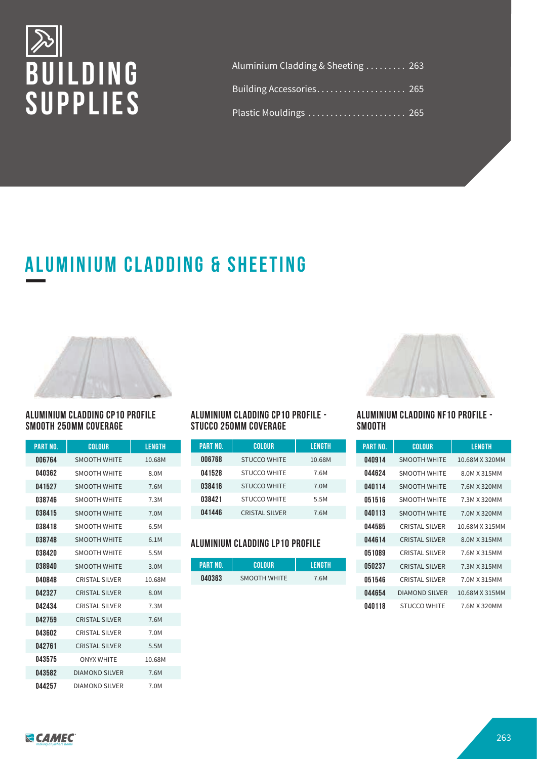# BUILDING SUPPLIES

Aluminium Cladding & Sheeting ......... 263

Building Accessories.................... 265

Plastic Mouldings ...................... 265

## ALUMINIUM CLADDING & SHEETING

### ALUMINIUM CLADDING CP10 PROFILE SMOOTH 250MM COVERAGE

| PART NO. | COLOUR | LENGTH |
|---|---|---|
| 006764 | SMOOTH WHITE | 10.68M |
| 040362 | SMOOTH WHITE | 8.0M |
| 041527 | SMOOTH WHITE | 7.6M |
| 038746 | SMOOTH WHITE | 7.3M |
| 038415 | SMOOTH WHITE | 7.0M |
| 038418 | SMOOTH WHITE | 6.5M |
| 038748 | SMOOTH WHITE | 6.1M |
| 038420 | SMOOTH WHITE | 5.5M |
| 038940 | SMOOTH WHITE | 3.0M |
| 040848 | CRISTAL SILVER | 10.68M |
| 042327 | CRISTAL SILVER | 8.0M |
| 042434 | CRISTAL SILVER | 7.3M |
| 042759 | CRISTAL SILVER | 7.6M |
| 043602 | CRISTAL SILVER | 7.0M |
| 042761 | CRISTAL SILVER | 5.5M |
| 043575 | ONYX WHITE | 10.68M |
| 043582 | DIAMOND SILVER | 7.6M |
| 044257 | DIAMOND SILVER | 7.0M |

### ALUMINIUM CLADDING CP10 PROFILE - STUCCO 250MM COVERAGE

| PART NO. | COLOUR | LENGTH |
|---|---|---|
| 006768 | STUCCO WHITE | 10.68M |
| 041528 | STUCCO WHITE | 7.6M |
| 038416 | STUCCO WHITE | 7.0M |
| 038421 | STUCCO WHITE | 5.5M |
| 041446 | CRISTAL SILVER | 7.6M |

### ALUMINIUM CLADDING LP10 PROFILE

| PART NO. | COLOUR | LENGTH |
|---|---|---|
| 040363 | SMOOTH WHITE | 7.6M |

### ALUMINIUM CLADDING NF10 PROFILE - SMOOTH

| PART NO. | COLOUR | LENGTH |
|---|---|---|
| 040914 | SMOOTH WHITE | 10.68M X 320MM |
| 044624 | SMOOTH WHITE | 8.0M X 315MM |
| 040114 | SMOOTH WHITE | 7.6M X 320MM |
| 051516 | SMOOTH WHITE | 7.3M X 320MM |
| 040113 | SMOOTH WHITE | 7.0M X 320MM |
| 044585 | CRISTAL SILVER | 10.68M X 315MM |
| 044614 | CRISTAL SILVER | 8.0M X 315MM |
| 051089 | CRISTAL SILVER | 7.6M X 315MM |
| 050237 | CRISTAL SILVER | 7.3M X 315MM |
| 051546 | CRISTAL SILVER | 7.0M X 315MM |
| 044654 | DIAMOND SILVER | 10.68M X 315MM |
| 040118 | STUCCO WHITE | 7.6M X 320MM |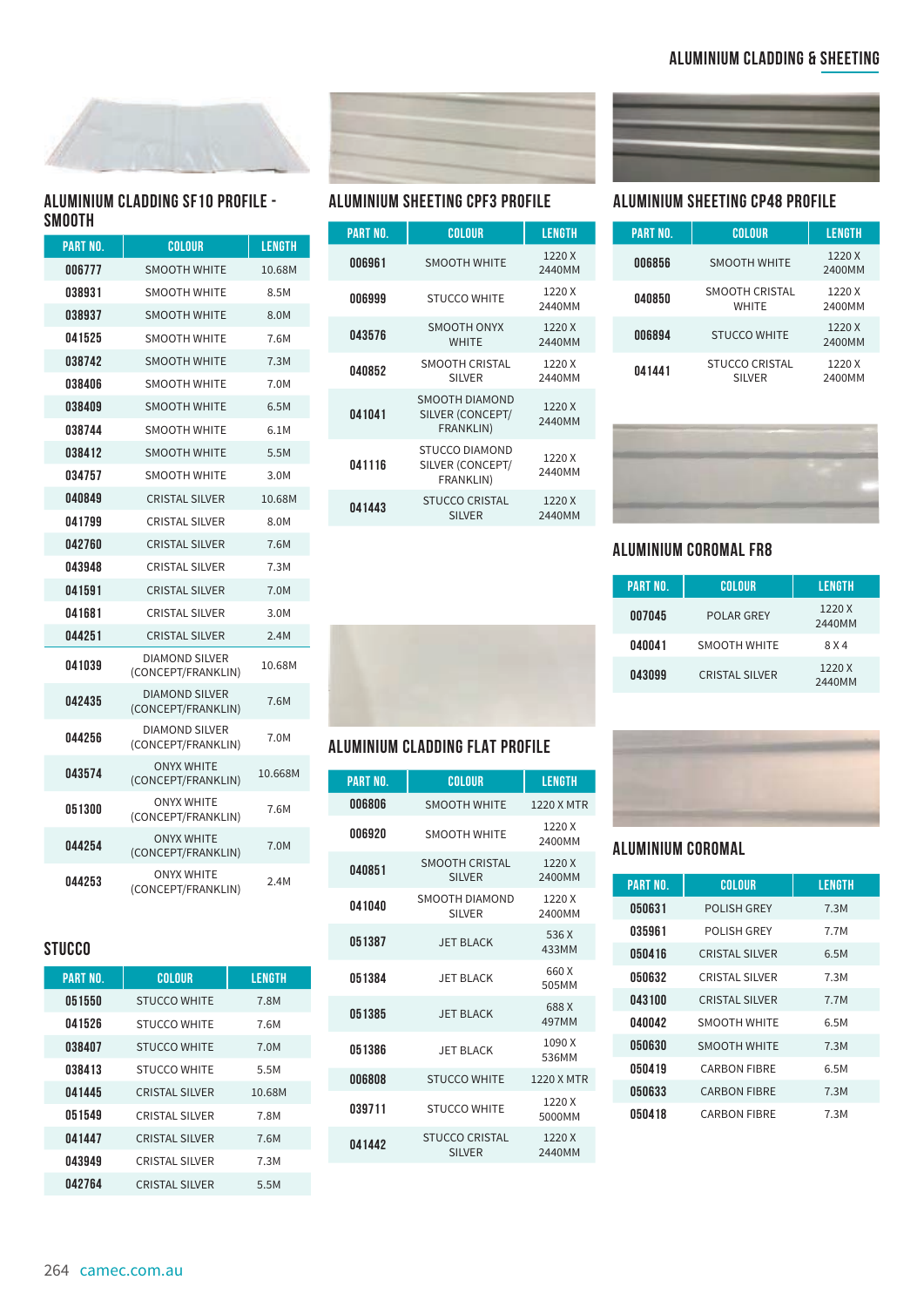## ALUMINIUM CLADDING SF10 PROFILE - SMOOTH

| PART NO. | COLOUR | LENGTH |
|---|---|---|
| 006777 | SMOOTH WHITE | 10.68M |
| 038931 | SMOOTH WHITE | 8.5M |
| 038937 | SMOOTH WHITE | 8.0M |
| 041525 | SMOOTH WHITE | 7.6M |
| 038742 | SMOOTH WHITE | 7.3M |
| 038406 | SMOOTH WHITE | 7.0M |
| 038409 | SMOOTH WHITE | 6.5M |
| 038744 | SMOOTH WHITE | 6.1M |
| 038412 | SMOOTH WHITE | 5.5M |
| 034757 | SMOOTH WHITE | 3.0M |
| 040849 | CRISTAL SILVER | 10.68M |
| 041799 | CRISTAL SILVER | 8.0M |
| 042760 | CRISTAL SILVER | 7.6M |
| 043948 | CRISTAL SILVER | 7.3M |
| 041591 | CRISTAL SILVER | 7.0M |
| 041681 | CRISTAL SILVER | 3.0M |
| 044251 | CRISTAL SILVER | 2.4M |
| 041039 | DIAMOND SILVER (CONCEPT/FRANKLIN) | 10.68M |
| 042435 | DIAMOND SILVER (CONCEPT/FRANKLIN) | 7.6M |
| 044256 | DIAMOND SILVER (CONCEPT/FRANKLIN) | 7.0M |
| 043574 | ONYX WHITE (CONCEPT/FRANKLIN) | 10.668M |
| 051300 | ONYX WHITE (CONCEPT/FRANKLIN) | 7.6M |
| 044254 | ONYX WHITE (CONCEPT/FRANKLIN) | 7.0M |
| 044253 | ONYX WHITE (CONCEPT/FRANKLIN) | 2.4M |

## STUCCO

| PART NO. | COLOUR | LENGTH |
|---|---|---|
| 051550 | STUCCO WHITE | 7.8M |
| 041526 | STUCCO WHITE | 7.6M |
| 038407 | STUCCO WHITE | 7.0M |
| 038413 | STUCCO WHITE | 5.5M |
| 041445 | CRISTAL SILVER | 10.68M |
| 051549 | CRISTAL SILVER | 7.8M |
| 041447 | CRISTAL SILVER | 7.6M |
| 043949 | CRISTAL SILVER | 7.3M |
| 042764 | CRISTAL SILVER | 5.5M |

## ALUMINIUM SHEETING CPF3 PROFILE

| PART NO. | COLOUR | LENGTH |
|---|---|---|
| 006961 | SMOOTH WHITE | 1220 X 2440MM |
| 006999 | STUCCO WHITE | 1220 X 2440MM |
| 043576 | SMOOTH ONYX WHITE | 1220 X 2440MM |
| 040852 | SMOOTH CRISTAL SILVER | 1220 X 2440MM |
| 041041 | SMOOTH DIAMOND SILVER (CONCEPT/ FRANKLIN) | 1220 X 2440MM |
| 041116 | STUCCO DIAMOND SILVER (CONCEPT/ FRANKLIN) | 1220 X 2440MM |
| 041443 | STUCCO CRISTAL SILVER | 1220 X 2440MM |

## ALUMINIUM CLADDING FLAT PROFILE

| PART NO. | COLOUR | LENGTH |
|---|---|---|
| 006806 | SMOOTH WHITE | 1220 X MTR |
| 006920 | SMOOTH WHITE | 1220 X 2400MM |
| 040851 | SMOOTH CRISTAL SILVER | 1220 X 2400MM |
| 041040 | SMOOTH DIAMOND SILVER | 1220 X 2400MM |
| 051387 | JET BLACK | 536 X 433MM |
| 051384 | JET BLACK | 660 X 505MM |
| 051385 | JET BLACK | 688 X 497MM |
| 051386 | JET BLACK | 1090 X 536MM |
| 006808 | STUCCO WHITE | 1220 X MTR |
| 039711 | STUCCO WHITE | 1220 X 5000MM |
| 041442 | STUCCO CRISTAL SILVER | 1220 X 2440MM |

## ALUMINIUM SHEETING CP48 PROFILE

| PART NO. | COLOUR | LENGTH |
|---|---|---|
| 006856 | SMOOTH WHITE | 1220 X 2400MM |
| 040850 | SMOOTH CRISTAL WHITE | 1220 X 2400MM |
| 006894 | STUCCO WHITE | 1220 X 2400MM |
| 041441 | STUCCO CRISTAL SILVER | 1220 X 2400MM |

## ALUMINIUM COROMAL FR8

| PART NO. | COLOUR | LENGTH |
|---|---|---|
| 007045 | POLAR GREY | 1220 X 2440MM |
| 040041 | SMOOTH WHITE | 8 X 4 |
| 043099 | CRISTAL SILVER | 1220 X 2440MM |

## ALUMINIUM COROMAL

| PART NO. | COLOUR | LENGTH |
|---|---|---|
| 050631 | POLISH GREY | 7.3M |
| 035961 | POLISH GREY | 7.7M |
| 050416 | CRISTAL SILVER | 6.5M |
| 050632 | CRISTAL SILVER | 7.3M |
| 043100 | CRISTAL SILVER | 7.7M |
| 040042 | SMOOTH WHITE | 6.5M |
| 050630 | SMOOTH WHITE | 7.3M |
| 050419 | CARBON FIBRE | 6.5M |
| 050633 | CARBON FIBRE | 7.3M |
| 050418 | CARBON FIBRE | 7.3M |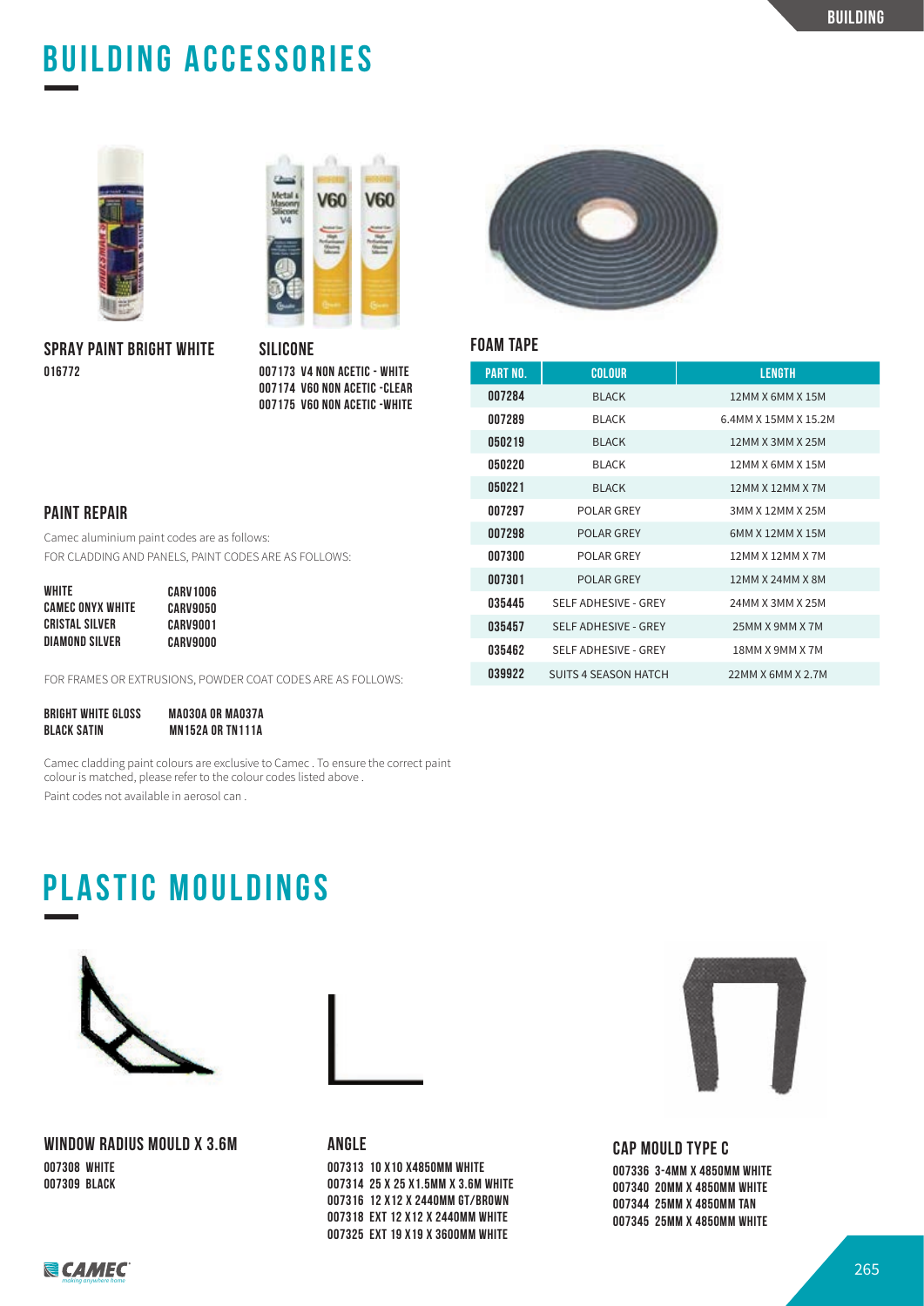# BUILDING ACCESSORIES

### SPRAY PAINT BRIGHT WHITE

016772

### SILICONE

007173 V4 NON ACETIC - WHITE
007174 V60 NON ACETIC -CLEAR
007175 V60 NON ACETIC -WHITE

### FOAM TAPE

| PART NO. | COLOUR | LENGTH |
|---|---|---|
| 007284 | BLACK | 12MM X 6MM X 15M |
| 007289 | BLACK | 6.4MM X 15MM X 15.2M |
| 050219 | BLACK | 12MM X 3MM X 25M |
| 050220 | BLACK | 12MM X 6MM X 15M |
| 050221 | BLACK | 12MM X 12MM X 7M |
| 007297 | POLAR GREY | 3MM X 12MM X 25M |
| 007298 | POLAR GREY | 6MM X 12MM X 15M |
| 007300 | POLAR GREY | 12MM X 12MM X 7M |
| 007301 | POLAR GREY | 12MM X 24MM X 8M |
| 035445 | SELF ADHESIVE - GREY | 24MM X 3MM X 25M |
| 035457 | SELF ADHESIVE - GREY | 25MM X 9MM X 7M |
| 035462 | SELF ADHESIVE - GREY | 18MM X 9MM X 7M |
| 039922 | SUITS 4 SEASON HATCH | 22MM X 6MM X 2.7M |

### PAINT REPAIR

Camec aluminium paint codes are as follows:
FOR CLADDING AND PANELS, PAINT CODES ARE AS FOLLOWS:

| | |
|---|---|
| WHITE | CARV1006 |
| CAMEC ONYX WHITE | CARV9050 |
| CRISTAL SILVER | CARV9001 |
| DIAMOND SILVER | CARV9000 |

FOR FRAMES OR EXTRUSIONS, POWDER COAT CODES ARE AS FOLLOWS:

| | |
|---|---|
| BRIGHT WHITE GLOSS | MA030A OR MA037A |
| BLACK SATIN | MN152A OR TN111A |

Camec cladding paint colours are exclusive to Camec . To ensure the correct paint colour is matched, please refer to the colour codes listed above .
Paint codes not available in aerosol can .

# PLASTIC MOULDINGS

### WINDOW RADIUS MOULD X 3.6M

007308 WHITE
007309 BLACK

### ANGLE

007313 10 X10 X4850MM WHITE
007314 25 X 25 X1.5MM X 3.6M WHITE
007316 12 X12 X 2440MM GT/BROWN
007318 EXT 12 X12 X 2440MM WHITE
007325 EXT 19 X19 X 3600MM WHITE

### CAP MOULD TYPE C

007336 3-4MM X 4850MM WHITE
007340 20MM X 4850MM WHITE
007344 25MM X 4850MM TAN
007345 25MM X 4850MM WHITE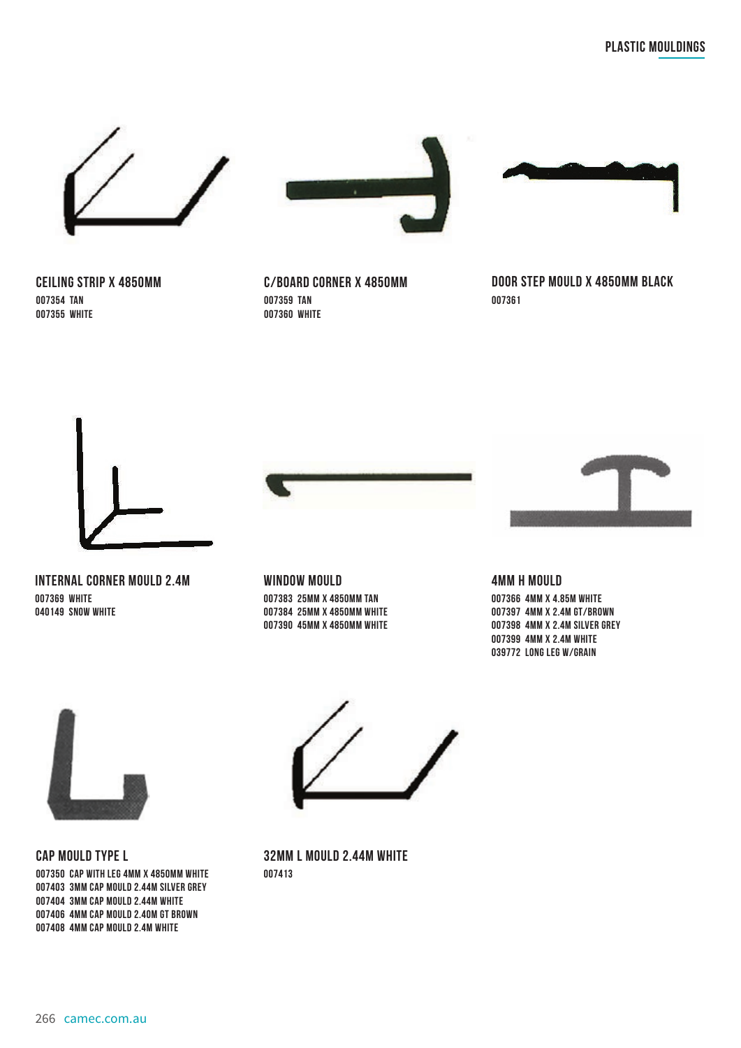## CEILING STRIP X 4850MM

007354 TAN
007355 WHITE

## C/BOARD CORNER X 4850MM

007359 TAN
007360 WHITE

## DOOR STEP MOULD X 4850MM BLACK

007361

## INTERNAL CORNER MOULD 2.4M

007369 WHITE
040149 SNOW WHITE

## WINDOW MOULD

007383 25MM X 4850MM TAN
007384 25MM X 4850MM WHITE
007390 45MM X 4850MM WHITE

## 4MM H MOULD

007366 4MM X 4.85M WHITE
007397 4MM X 2.4M GT/BROWN
007398 4MM X 2.4M SILVER GREY
007399 4MM X 2.4M WHITE
039772 LONG LEG W/GRAIN

## CAP MOULD TYPE L

007350 CAP WITH LEG 4MM X 4850MM WHITE
007403 3MM CAP MOULD 2.44M SILVER GREY
007404 3MM CAP MOULD 2.44M WHITE
007406 4MM CAP MOULD 2.40M GT BROWN
007408 4MM CAP MOULD 2.4M WHITE

## 32MM L MOULD 2.44M WHITE

007413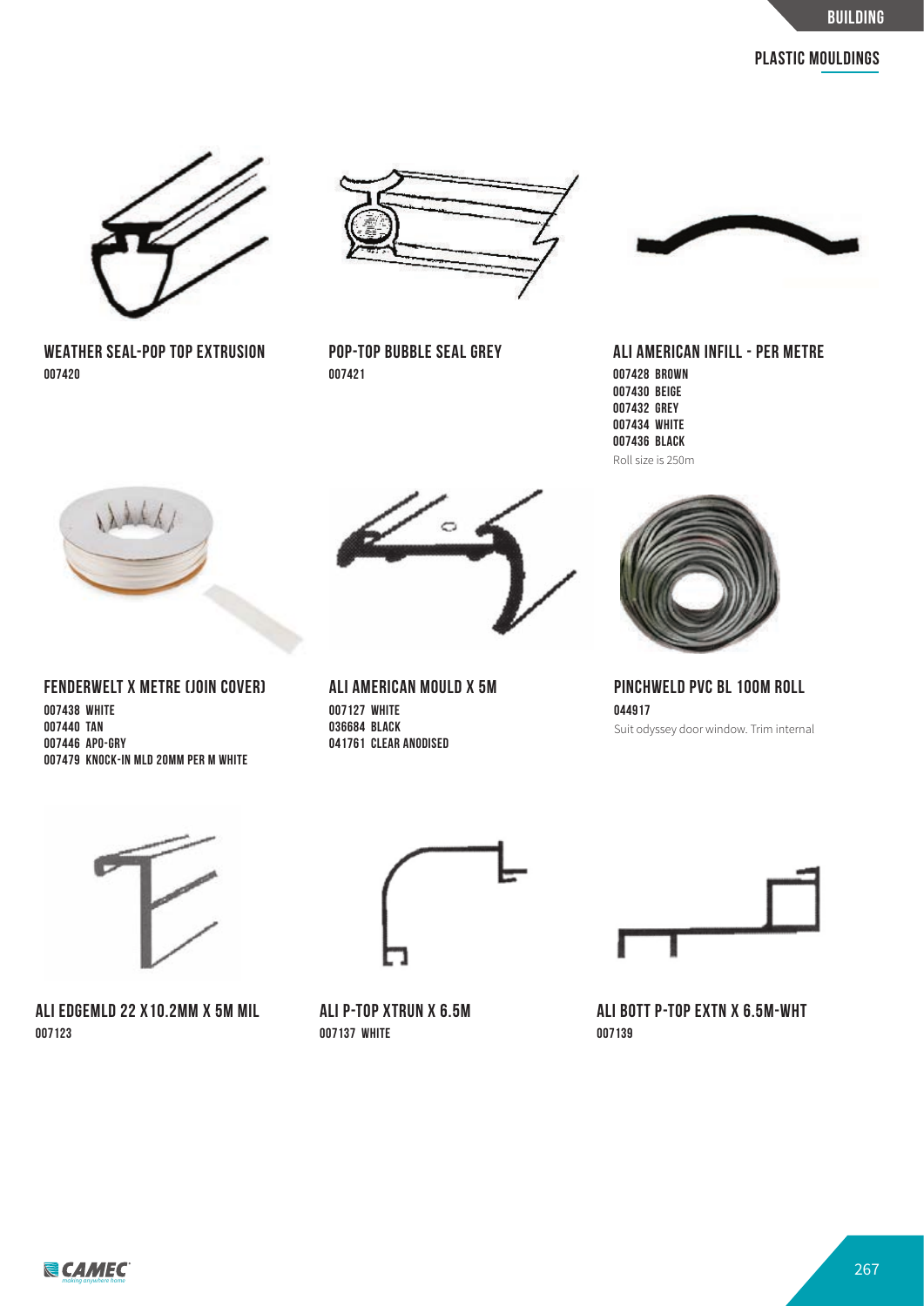## PLASTIC MOULDINGS

### WEATHER SEAL-POP TOP EXTRUSION
**007420**

### POP-TOP BUBBLE SEAL GREY
**007421**

### ALI AMERICAN INFILL - PER METRE
**007428 BROWN**
**007430 BEIGE**
**007432 GREY**
**007434 WHITE**
**007436 BLACK**

Roll size is 250m

### FENDERWELT X METRE (JOIN COVER)
**007438 WHITE**
**007440 TAN**
**007446 APO-GRY**
**007479 KNOCK-IN MLD 20MM PER M WHITE**

### ALI AMERICAN MOULD X 5M
**007127 WHITE**
**036684 BLACK**
**041761 CLEAR ANODISED**

### PINCHWELD PVC BL 100M ROLL
**044917**

Suit odyssey door window. Trim internal

### ALI EDGEMLD 22 X10.2MM X 5M MIL
**007123**

### ALI P-TOP XTRUN X 6.5M
**007137 WHITE**

### ALI BOTT P-TOP EXTN X 6.5M-WHT
**007139**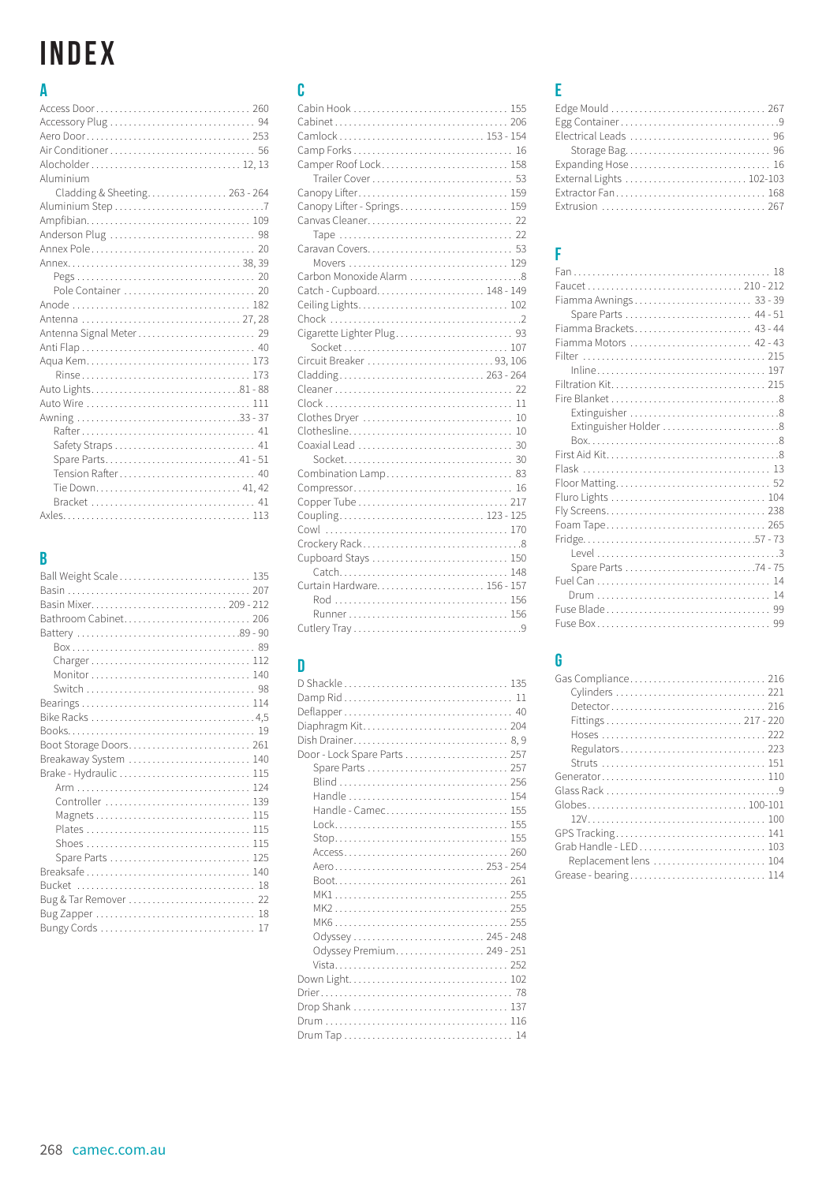# INDEX

## A

- Access Door ... 260
- Accessory Plug ... 94
- Aero Door ... 253
- Air Conditioner ... 56
- Alocholder ... 12, 13
- Aluminium
  - Cladding & Sheeting ... 263 - 264
- Aluminium Step ... 7
- Ampfibian ... 109
- Anderson Plug ... 98
- Annex Pole ... 20
- Annex ... 38, 39
  - Pegs ... 20
  - Pole Container ... 20
- Anode ... 182
- Antenna ... 27, 28
- Antenna Signal Meter ... 29
- Anti Flap ... 40
- Aqua Kem ... 173
  - Rinse ... 173
- Auto Lights ... 81 - 88
- Auto Wire ... 111
- Awning ... 33 - 37
  - Rafter ... 41
  - Safety Straps ... 41
  - Spare Parts ... 41 - 51
  - Tension Rafter ... 40
  - Tie Down ... 41, 42
  - Bracket ... 41
- Axles ... 113

## B

- Ball Weight Scale ... 135
- Basin ... 207
- Basin Mixer ... 209 - 212
- Bathroom Cabinet ... 206
- Battery ... 89 - 90
  - Box ... 89
  - Charger ... 112
  - Monitor ... 140
  - Switch ... 98
- Bearings ... 114
- Bike Racks ... 4,5
- Books ... 19
- Boot Storage Doors ... 261
- Breakaway System ... 140
- Brake - Hydraulic ... 115
  - Arm ... 124
  - Controller ... 139
  - Magnets ... 115
  - Plates ... 115
  - Shoes ... 115
  - Spare Parts ... 125
- Breaksafe ... 140
- Bucket ... 18
- Bug & Tar Remover ... 22
- Bug Zapper ... 18
- Bungy Cords ... 17

## C

- Cabin Hook ... 155
- Cabinet ... 206
- Camlock ... 153 - 154
- Camp Forks ... 16
- Camper Roof Lock ... 158
  - Trailer Cover ... 53
- Canopy Lifter ... 159
- Canopy Lifter - Springs ... 159
- Canvas Cleaner ... 22
  - Tape ... 22
- Caravan Covers ... 53
  - Movers ... 129
- Carbon Monoxide Alarm ... 8
- Catch - Cupboard ... 148 - 149
- Ceiling Lights ... 102
- Chock ... 2
- Cigarette Lighter Plug ... 93
  - Socket ... 107
- Circuit Breaker ... 93, 106
- Cladding ... 263 - 264
- Cleaner ... 22
- Clock ... 11
- Clothes Dryer ... 10
- Clothesline ... 10
- Coaxial Lead ... 30
  - Socket ... 30
- Combination Lamp ... 83
- Compressor ... 16
- Copper Tube ... 217
- Coupling ... 123 - 125
- Cowl ... 170
- Crockery Rack ... 8
- Cupboard Stays ... 150
  - Catch ... 148
- Curtain Hardware ... 156 - 157
  - Rod ... 156
  - Runner ... 156
- Cutlery Tray ... 9

## D

- D Shackle ... 135
- Damp Rid ... 11
- Deflapper ... 40
- Diaphragm Kit ... 204
- Dish Drainer ... 8, 9
- Door - Lock Spare Parts ... 257
  - Spare Parts ... 257
  - Blind ... 256
  - Handle ... 154
  - Handle - Camec ... 155
  - Lock ... 155
  - Stop ... 155
  - Access ... 260
  - Aero ... 253 - 254
  - Boot ... 261
  - MK1 ... 255
  - MK2 ... 255
  - MK6 ... 255
  - Odyssey ... 245 - 248
  - Odyssey Premium ... 249 - 251
  - Vista ... 252
- Down Light ... 102
- Drier ... 78
- Drop Shank ... 137
- Drum ... 116
- Drum Tap ... 14

## E

- Edge Mould ... 267
- Egg Container ... 9
- Electrical Leads ... 96
  - Storage Bag ... 96
- Expanding Hose ... 16
- External Lights ... 102-103
- Extractor Fan ... 168
- Extrusion ... 267

## F

- Fan ... 18
- Faucet ... 210 - 212
- Fiamma Awnings ... 33 - 39
  - Spare Parts ... 44 - 51
- Fiamma Brackets ... 43 - 44
- Fiamma Motors ... 42 - 43
- Filter ... 215
  - Inline ... 197
- Filtration Kit ... 215
- Fire Blanket ... 8
  - Extinguisher ... 8
  - Extinguisher Holder ... 8
  - Box ... 8
- First Aid Kit ... 8
- Flask ... 13
- Floor Matting ... 52
- Fluro Lights ... 104
- Fly Screens ... 238
- Foam Tape ... 265
- Fridge ... 57 - 73
  - Level ... 3
  - Spare Parts ... 74 - 75
- Fuel Can ... 14
  - Drum ... 14
- Fuse Blade ... 99
- Fuse Box ... 99

## G

- Gas Compliance ... 216
  - Cylinders ... 221
  - Detector ... 216
  - Fittings ... 217 - 220
  - Hoses ... 222
  - Regulators ... 223
  - Struts ... 151
- Generator ... 110
- Glass Rack ... 9
- Globes ... 100-101
  - 12V ... 100
- GPS Tracking ... 141
- Grab Handle - LED ... 103
  - Replacement lens ... 104
- Grease - bearing ... 114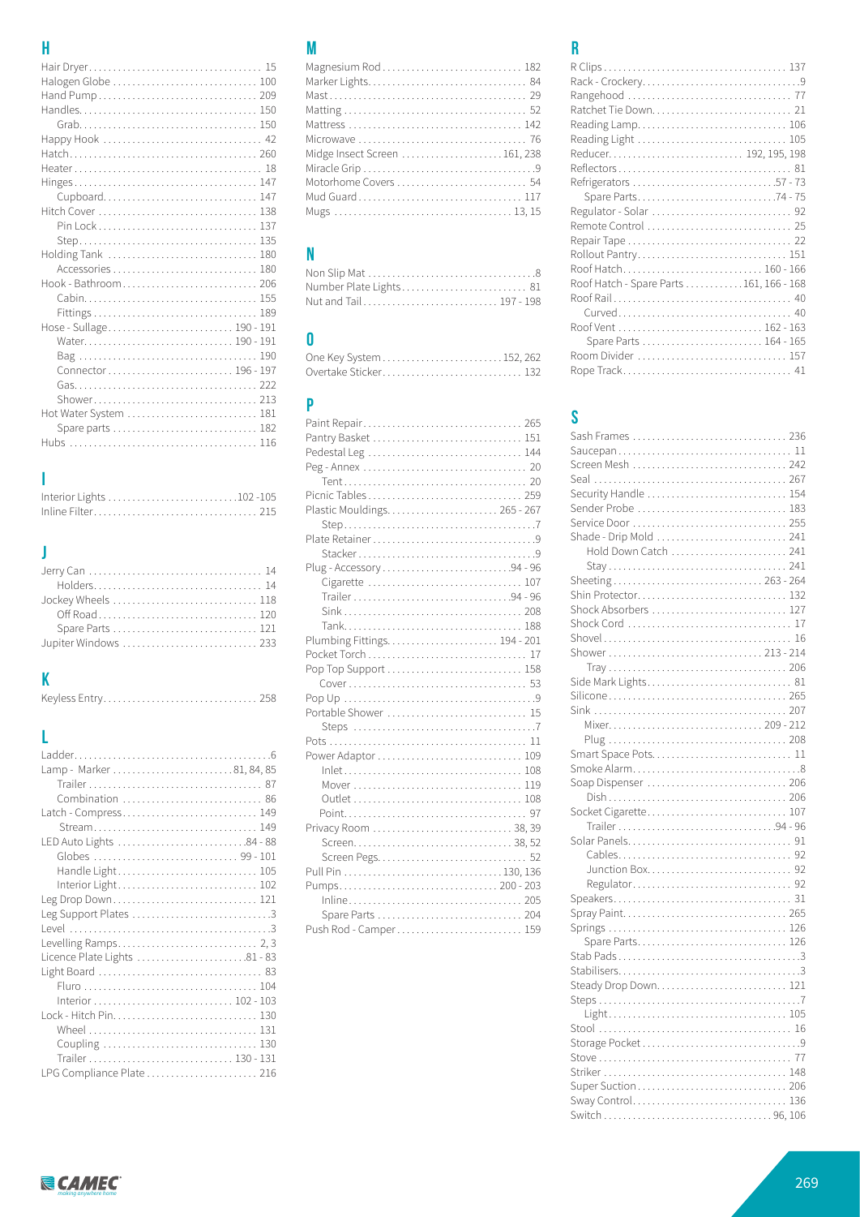## H

- Hair Dryer . . . 15
- Halogen Globe . . . 100
- Hand Pump . . . 209
- Handles . . . 150
  - Grab . . . 150
- Happy Hook . . . 42
- Hatch . . . 260
- Heater . . . 18
- Hinges . . . 147
  - Cupboard . . . 147
- Hitch Cover . . . 138
  - Pin Lock . . . 137
  - Step . . . 135
- Holding Tank . . . 180
  - Accessories . . . 180
- Hook - Bathroom . . . 206
  - Cabin . . . 155
  - Fittings . . . 189
- Hose - Sullage . . . 190 - 191
  - Water . . . 190 - 191
  - Bag . . . 190
  - Connector . . . 196 - 197
  - Gas . . . 222
  - Shower . . . 213
- Hot Water System . . . 181
  - Spare parts . . . 182
- Hubs . . . 116

## I

- Interior Lights . . . 102 -105
- Inline Filter . . . 215

## J

- Jerry Can . . . 14
  - Holders . . . 14
- Jockey Wheels . . . 118
  - Off Road . . . 120
  - Spare Parts . . . 121
- Jupiter Windows . . . 233

## K

- Keyless Entry . . . 258

## L

- Ladder . . . 6
- Lamp - Marker . . . 81, 84, 85
  - Trailer . . . 87
  - Combination . . . 86
- Latch - Compress . . . 149
  - Stream . . . 149
- LED Auto Lights . . . 84 - 88
  - Globes . . . 99 - 101
  - Handle Light . . . 105
  - Interior Light . . . 102
- Leg Drop Down . . . 121
- Leg Support Plates . . . 3
- Level . . . 3
- Levelling Ramps . . . 2, 3
- Licence Plate Lights . . . 81 - 83
- Light Board . . . 83
  - Fluro . . . 104
  - Interior . . . 102 - 103
- Lock - Hitch Pin . . . 130
  - Wheel . . . 131
  - Coupling . . . 130
  - Trailer . . . 130 - 131
- LPG Compliance Plate . . . 216

## M

- Magnesium Rod . . . 182
- Marker Lights . . . 84
- Mast . . . 29
- Matting . . . 52
- Mattress . . . 142
- Microwave . . . 76
- Midge Insect Screen . . . 161, 238
- Miracle Grip . . . 9
- Motorhome Covers . . . 54
- Mud Guard . . . 117
- Mugs . . . 13, 15

## N

- Non Slip Mat . . . 8
- Number Plate Lights . . . 81
- Nut and Tail . . . 197 - 198

## O

- One Key System . . . 152, 262
- Overtake Sticker . . . 132

## P

- Paint Repair . . . 265
- Pantry Basket . . . 151
- Pedestal Leg . . . 144
- Peg - Annex . . . 20
  - Tent . . . 20
- Picnic Tables . . . 259
- Plastic Mouldings . . . 265 - 267
  - Step . . . 7
- Plate Retainer . . . 9
  - Stacker . . . 9
- Plug - Accessory . . . 94 - 96
  - Cigarette . . . 107
  - Trailer . . . 94 - 96
  - Sink . . . 208
  - Tank . . . 188
- Plumbing Fittings . . . 194 - 201
- Pocket Torch . . . 17
- Pop Top Support . . . 158
  - Cover . . . 53
- Pop Up . . . 9
- Portable Shower . . . 15
  - Steps . . . 7
- Pots . . . 11
- Power Adaptor . . . 109
  - Inlet . . . 108
  - Mover . . . 119
  - Outlet . . . 108
  - Point . . . 97
- Privacy Room . . . 38, 39
  - Screen . . . 38, 52
  - Screen Pegs . . . 52
- Pull Pin . . . 130, 136
- Pumps . . . 200 - 203
  - Inline . . . 205
  - Spare Parts . . . 204
- Push Rod - Camper . . . 159

## R

- R Clips . . . 137
- Rack - Crockery . . . 9
- Rangehood . . . 77
- Ratchet Tie Down . . . 21
- Reading Lamp . . . 106
- Reading Light . . . 105
- Reducer . . . 192, 195, 198
- Reflectors . . . 81
- Refrigerators . . . 57 - 73
  - Spare Parts . . . 74 - 75
- Regulator - Solar . . . 92
- Remote Control . . . 25
- Repair Tape . . . 22
- Rollout Pantry . . . 151
- Roof Hatch . . . 160 - 166
- Roof Hatch - Spare Parts . . . 161, 166 - 168
- Roof Rail . . . 40
  - Curved . . . 40
- Roof Vent . . . 162 - 163
  - Spare Parts . . . 164 - 165
- Room Divider . . . 157
- Rope Track . . . 41

## S

- Sash Frames . . . 236
- Saucepan . . . 11
- Screen Mesh . . . 242
- Seal . . . 267
- Security Handle . . . 154
- Sender Probe . . . 183
- Service Door . . . 255
- Shade - Drip Mold . . . 241
  - Hold Down Catch . . . 241
  - Stay . . . 241
- Sheeting . . . 263 - 264
- Shin Protector . . . 132
- Shock Absorbers . . . 127
- Shock Cord . . . 17
- Shovel . . . 16
- Shower . . . 213 - 214
  - Tray . . . 206
- Side Mark Lights . . . 81
- Silicone . . . 265
- Sink . . . 207
  - Mixer . . . 209 - 212
  - Plug . . . 208
- Smart Space Pots . . . 11
- Smoke Alarm . . . 8
- Soap Dispenser . . . 206
  - Dish . . . 206
- Socket Cigarette . . . 107
  - Trailer . . . 94 - 96
- Solar Panels . . . 91
  - Cables . . . 92
  - Junction Box . . . 92
  - Regulator . . . 92
- Speakers . . . 31
- Spray Paint . . . 265
- Springs . . . 126
  - Spare Parts . . . 126
- Stab Pads . . . 3
- Stabilisers . . . 3
- Steady Drop Down . . . 121
- Steps . . . 7
  - Light . . . 105
- Stool . . . 16
- Storage Pocket . . . 9
- Stove . . . 77
- Striker . . . 148
- Super Suction . . . 206
- Sway Control . . . 136
- Switch . . . 96, 106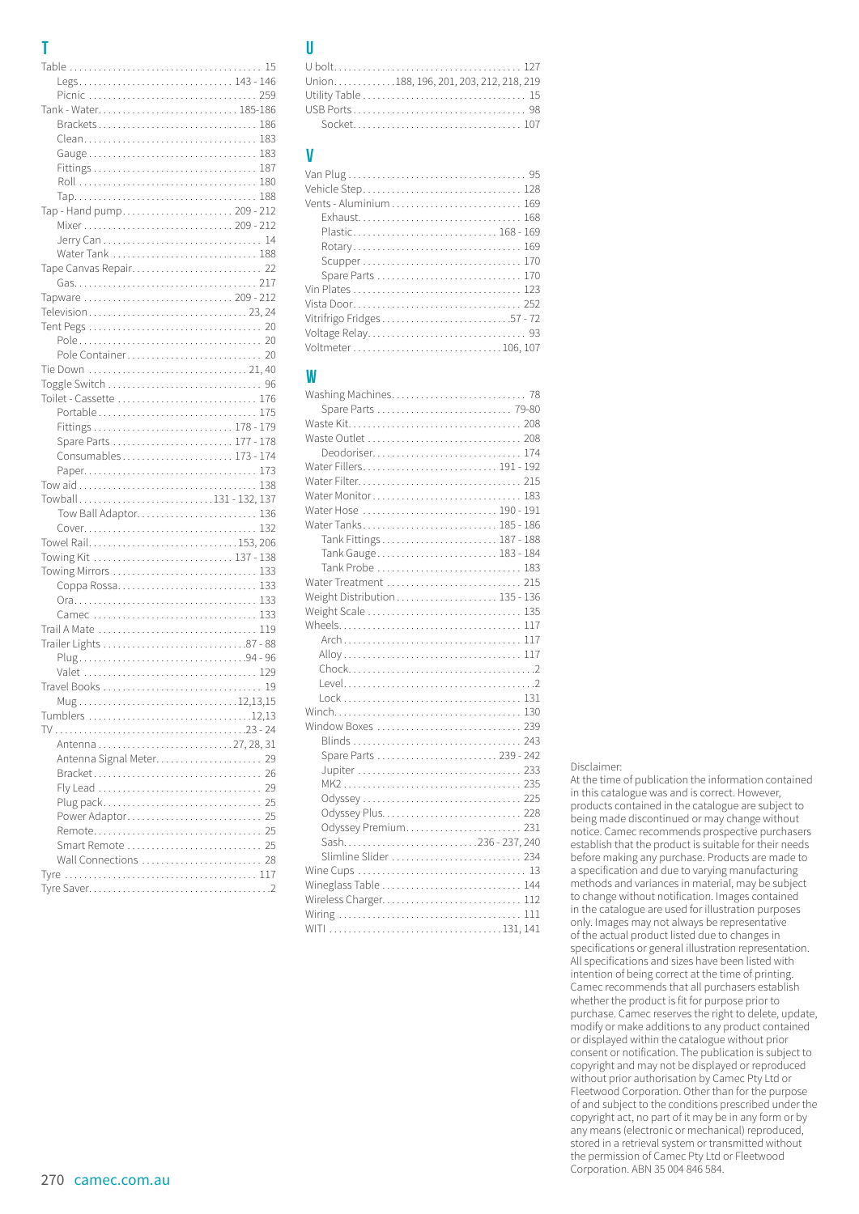## T

- Table ... 15
  - Legs ... 143 - 146
  - Picnic ... 259
- Tank - Water ... 185-186
  - Brackets ... 186
  - Clean ... 183
  - Gauge ... 183
  - Fittings ... 187
  - Roll ... 180
  - Tap ... 188
- Tap - Hand pump ... 209 - 212
  - Mixer ... 209 - 212
  - Jerry Can ... 14
  - Water Tank ... 188
- Tape Canvas Repair ... 22
  - Gas ... 217
- Tapware ... 209 - 212
- Television ... 23, 24
- Tent Pegs ... 20
  - Pole ... 20
  - Pole Container ... 20
- Tie Down ... 21, 40
- Toggle Switch ... 96
- Toilet - Cassette ... 176
  - Portable ... 175
  - Fittings ... 178 - 179
  - Spare Parts ... 177 - 178
  - Consumables ... 173 - 174
  - Paper ... 173
- Tow aid ... 138
- Towball ... 131 - 132, 137
  - Tow Ball Adaptor ... 136
  - Cover ... 132
- Towel Rail ... 153, 206
- Towing Kit ... 137 - 138
- Towing Mirrors ... 133
  - Coppa Rossa ... 133
  - Ora ... 133
  - Camec ... 133
- Trail A Mate ... 119
- Trailer Lights ... 87 - 88
  - Plug ... 94 - 96
  - Valet ... 129
- Travel Books ... 19
  - Mug ... 12,13,15
- Tumblers ... 12,13
- TV ... 23 - 24
  - Antenna ... 27, 28, 31
  - Antenna Signal Meter ... 29
  - Bracket ... 26
  - Fly Lead ... 29
  - Plug pack ... 25
  - Power Adaptor ... 25
  - Remote ... 25
  - Smart Remote ... 25
  - Wall Connections ... 28
- Tyre ... 117
- Tyre Saver ... 2

## U

- U bolt ... 127
- Union ... 188, 196, 201, 203, 212, 218, 219
- Utility Table ... 15
- USB Ports ... 98
  - Socket ... 107

## V

- Van Plug ... 95
- Vehicle Step ... 128
- Vents - Aluminium ... 169
  - Exhaust ... 168
  - Plastic ... 168 - 169
  - Rotary ... 169
  - Scupper ... 170
  - Spare Parts ... 170
- Vin Plates ... 123
- Vista Door ... 252
- Vitrifrigo Fridges ... 57 - 72
- Voltage Relay ... 93
- Voltmeter ... 106, 107

## W

- Washing Machines ... 78
  - Spare Parts ... 79-80
- Waste Kit ... 208
- Waste Outlet ... 208
  - Deodoriser ... 174
- Water Fillers ... 191 - 192
- Water Filter ... 215
- Water Monitor ... 183
- Water Hose ... 190 - 191
- Water Tanks ... 185 - 186
  - Tank Fittings ... 187 - 188
  - Tank Gauge ... 183 - 184
  - Tank Probe ... 183
- Water Treatment ... 215
- Weight Distribution ... 135 - 136
- Weight Scale ... 135
- Wheels ... 117
  - Arch ... 117
  - Alloy ... 117
  - Chock ... 2
  - Level ... 2
  - Lock ... 131
- Winch ... 130
- Window Boxes ... 239
  - Blinds ... 243
  - Spare Parts ... 239 - 242
  - Jupiter ... 233
  - MK2 ... 235
  - Odyssey ... 225
  - Odyssey Plus ... 228
  - Odyssey Premium ... 231
  - Sash ... 236 - 237, 240
  - Slimline Slider ... 234
- Wine Cups ... 13
- Wineglass Table ... 144
- Wireless Charger ... 112
- Wiring ... 111
- WITI ... 131, 141

Disclaimer:
At the time of publication the information contained in this catalogue was and is correct. However, products contained in the catalogue are subject to being made discontinued or may change without notice. Camec recommends prospective purchasers establish that the product is suitable for their needs before making any purchase. Products are made to a specification and due to varying manufacturing methods and variances in material, may be subject to change without notification. Images contained in the catalogue are used for illustration purposes only. Images may not always be representative of the actual product listed due to changes in specifications or general illustration representation. All specifications and sizes have been listed with intention of being correct at the time of printing. Camec recommends that all purchasers establish whether the product is fit for purpose prior to purchase. Camec reserves the right to delete, update, modify or make additions to any product contained or displayed within the catalogue without prior consent or notification. The publication is subject to copyright and may not be displayed or reproduced without prior authorisation by Camec Pty Ltd or Fleetwood Corporation. Other than for the purpose of and subject to the conditions prescribed under the copyright act, no part of it may be in any form or by any means (electronic or mechanical) reproduced, stored in a retrieval system or transmitted without the permission of Camec Pty Ltd or Fleetwood Corporation. ABN 35 004 846 584.

camec.com.au